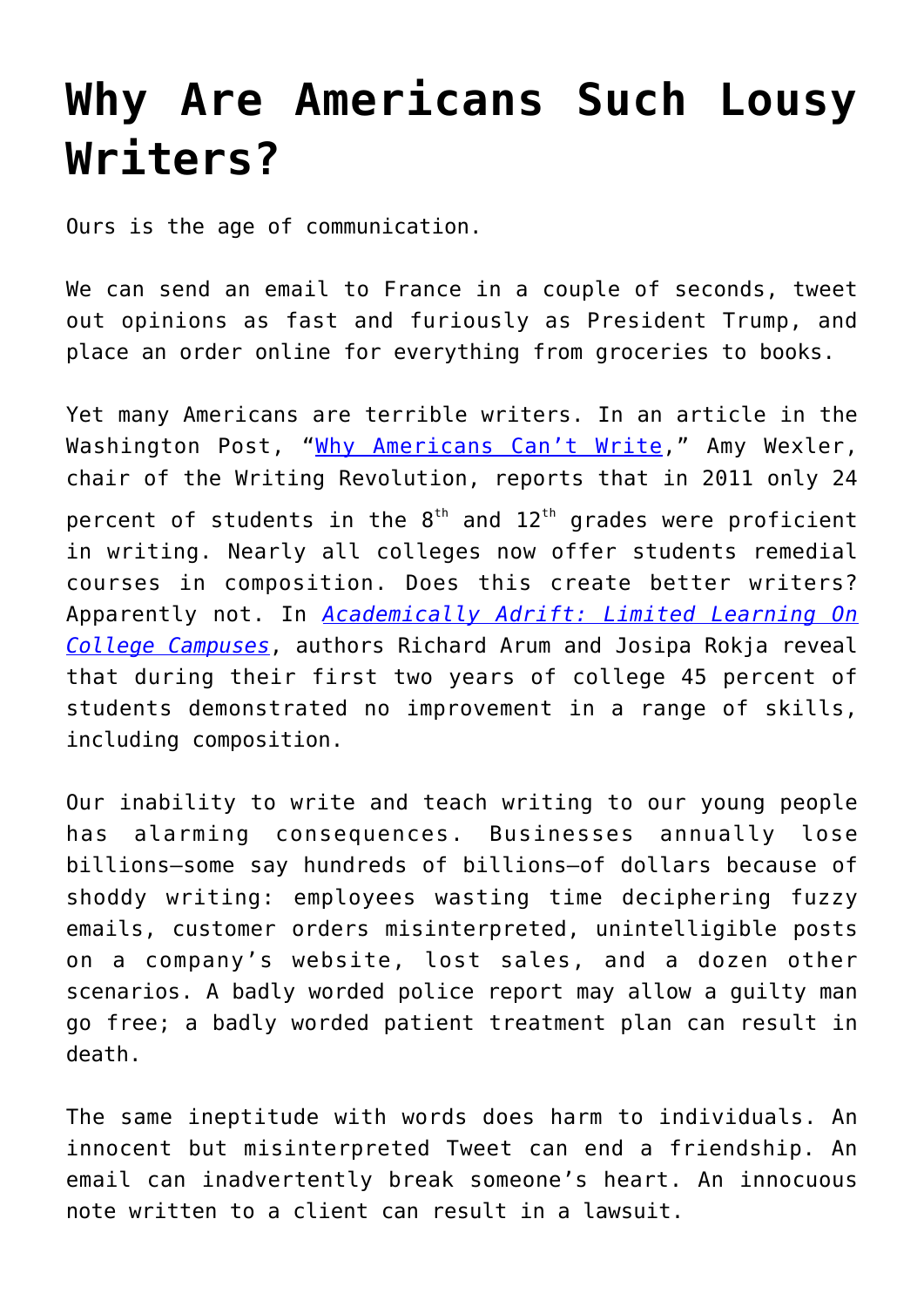# Why Are Americans Such Lousy Writers?

Ours is the age of communication.

We can send an email to France in a couple of seconds, tweet out opinions as fast and furiously as President Trump, and place an order online for everything from groceries to books.

Yet many Americans are terrible writers. In an article in the Washington Post, "Why Americans Can't Write," Amy Wexler, chair of the Writing Revolution, reports that in 2011 only 24 percent of students in the 8th and 12th grades were proficient in writing. Nearly all colleges now offer students remedial courses in composition. Does this create better writers? Apparently not. In *Academically Adrift: Limited Learning On College Campuses*, authors Richard Arum and Josipa Rokja reveal that during their first two years of college 45 percent of students demonstrated no improvement in a range of skills, including composition.

Our inability to write and teach writing to our young people has alarming consequences. Businesses annually lose billions—some say hundreds of billions—of dollars because of shoddy writing: employees wasting time deciphering fuzzy emails, customer orders misinterpreted, unintelligible posts on a company's website, lost sales, and a dozen other scenarios. A badly worded police report may allow a guilty man go free; a badly worded patient treatment plan can result in death.

The same ineptitude with words does harm to individuals. An innocent but misinterpreted Tweet can end a friendship. An email can inadvertently break someone's heart. An innocuous note written to a client can result in a lawsuit.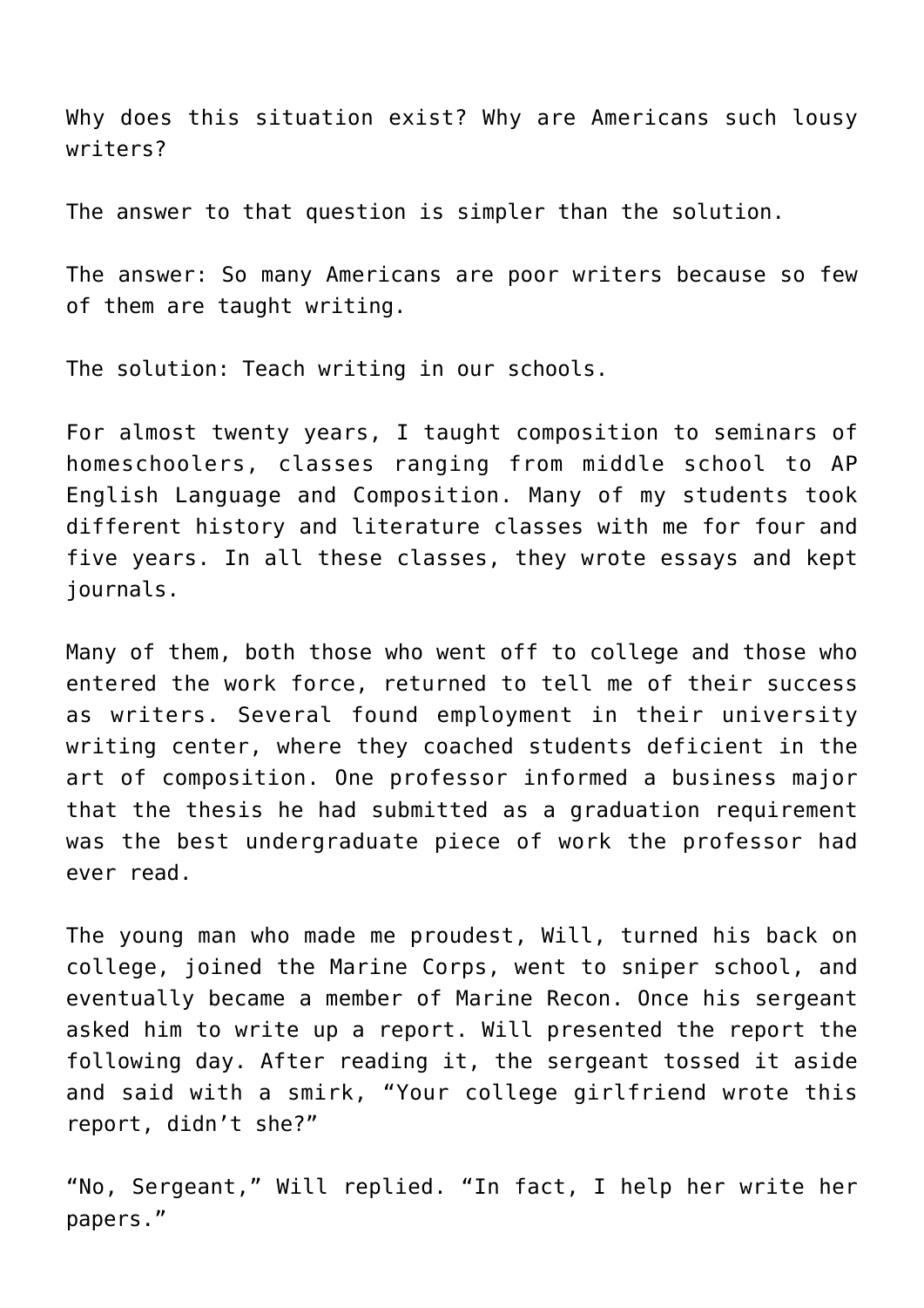Why does this situation exist? Why are Americans such lousy writers?

The answer to that question is simpler than the solution.

The answer: So many Americans are poor writers because so few of them are taught writing.

The solution: Teach writing in our schools.

For almost twenty years, I taught composition to seminars of homeschoolers, classes ranging from middle school to AP English Language and Composition. Many of my students took different history and literature classes with me for four and five years. In all these classes, they wrote essays and kept journals.

Many of them, both those who went off to college and those who entered the work force, returned to tell me of their success as writers. Several found employment in their university writing center, where they coached students deficient in the art of composition. One professor informed a business major that the thesis he had submitted as a graduation requirement was the best undergraduate piece of work the professor had ever read.

The young man who made me proudest, Will, turned his back on college, joined the Marine Corps, went to sniper school, and eventually became a member of Marine Recon. Once his sergeant asked him to write up a report. Will presented the report the following day. After reading it, the sergeant tossed it aside and said with a smirk, "Your college girlfriend wrote this report, didn't she?"

"No, Sergeant," Will replied. "In fact, I help her write her papers."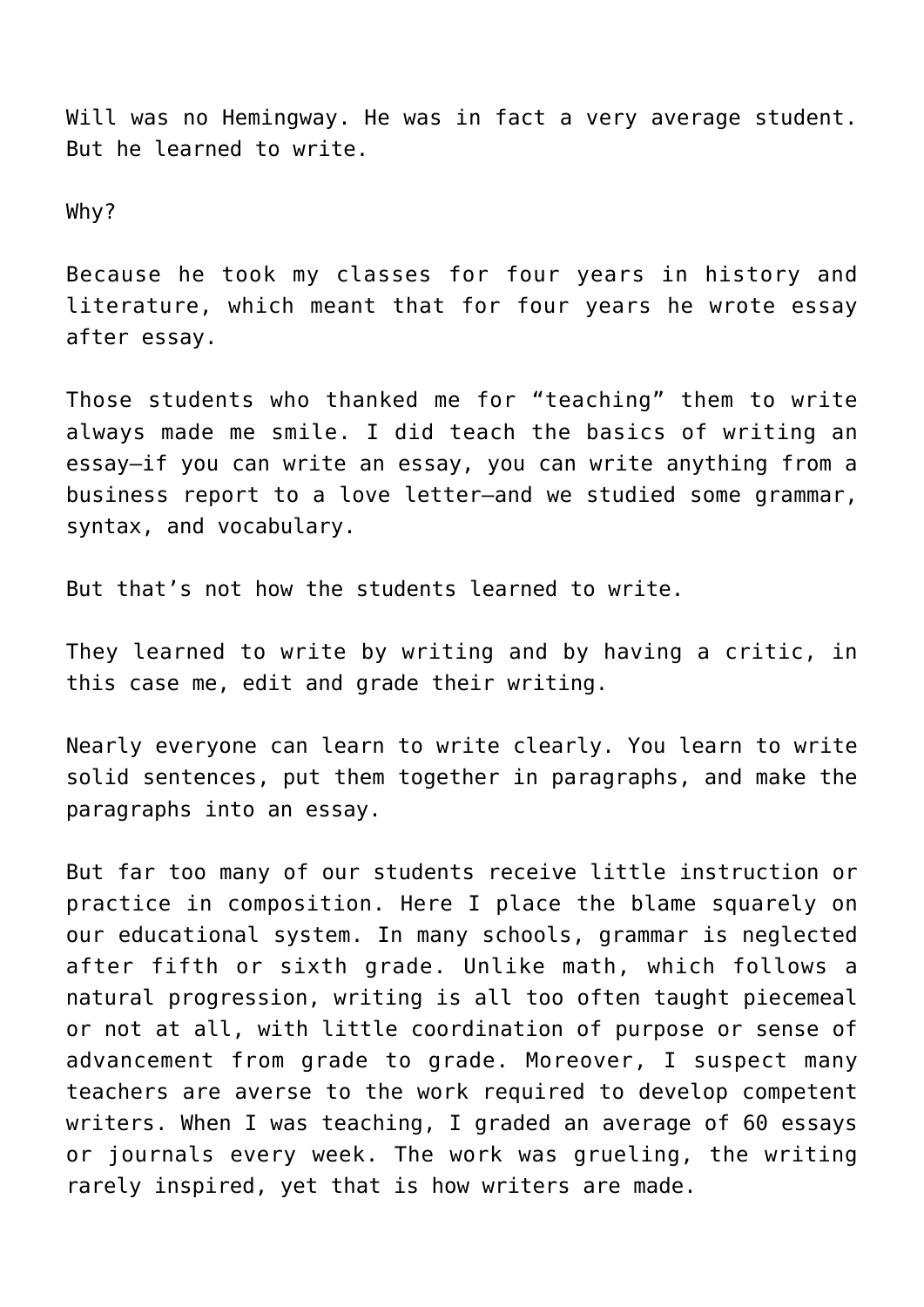Will was no Hemingway. He was in fact a very average student. But he learned to write.

Why?

Because he took my classes for four years in history and literature, which meant that for four years he wrote essay after essay.

Those students who thanked me for “teaching” them to write always made me smile. I did teach the basics of writing an essay—if you can write an essay, you can write anything from a business report to a love letter—and we studied some grammar, syntax, and vocabulary.

But that’s not how the students learned to write.

They learned to write by writing and by having a critic, in this case me, edit and grade their writing.

Nearly everyone can learn to write clearly. You learn to write solid sentences, put them together in paragraphs, and make the paragraphs into an essay.

But far too many of our students receive little instruction or practice in composition. Here I place the blame squarely on our educational system. In many schools, grammar is neglected after fifth or sixth grade. Unlike math, which follows a natural progression, writing is all too often taught piecemeal or not at all, with little coordination of purpose or sense of advancement from grade to grade. Moreover, I suspect many teachers are averse to the work required to develop competent writers. When I was teaching, I graded an average of 60 essays or journals every week. The work was grueling, the writing rarely inspired, yet that is how writers are made.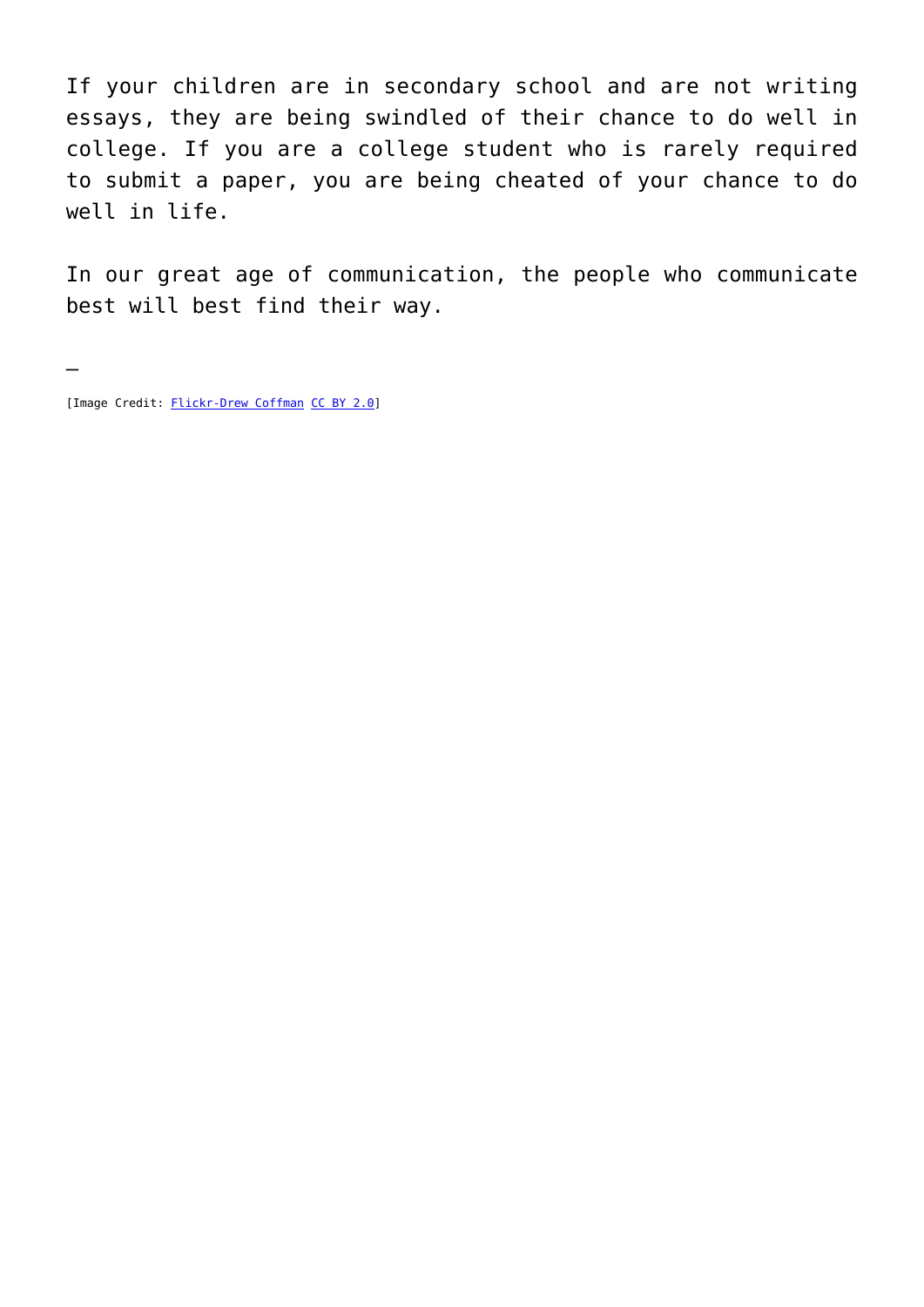If your children are in secondary school and are not writing essays, they are being swindled of their chance to do well in college. If you are a college student who is rarely required to submit a paper, you are being cheated of your chance to do well in life.

In our great age of communication, the people who communicate best will best find their way.

—

[Image Credit: Flickr-Drew Coffman CC BY 2.0]